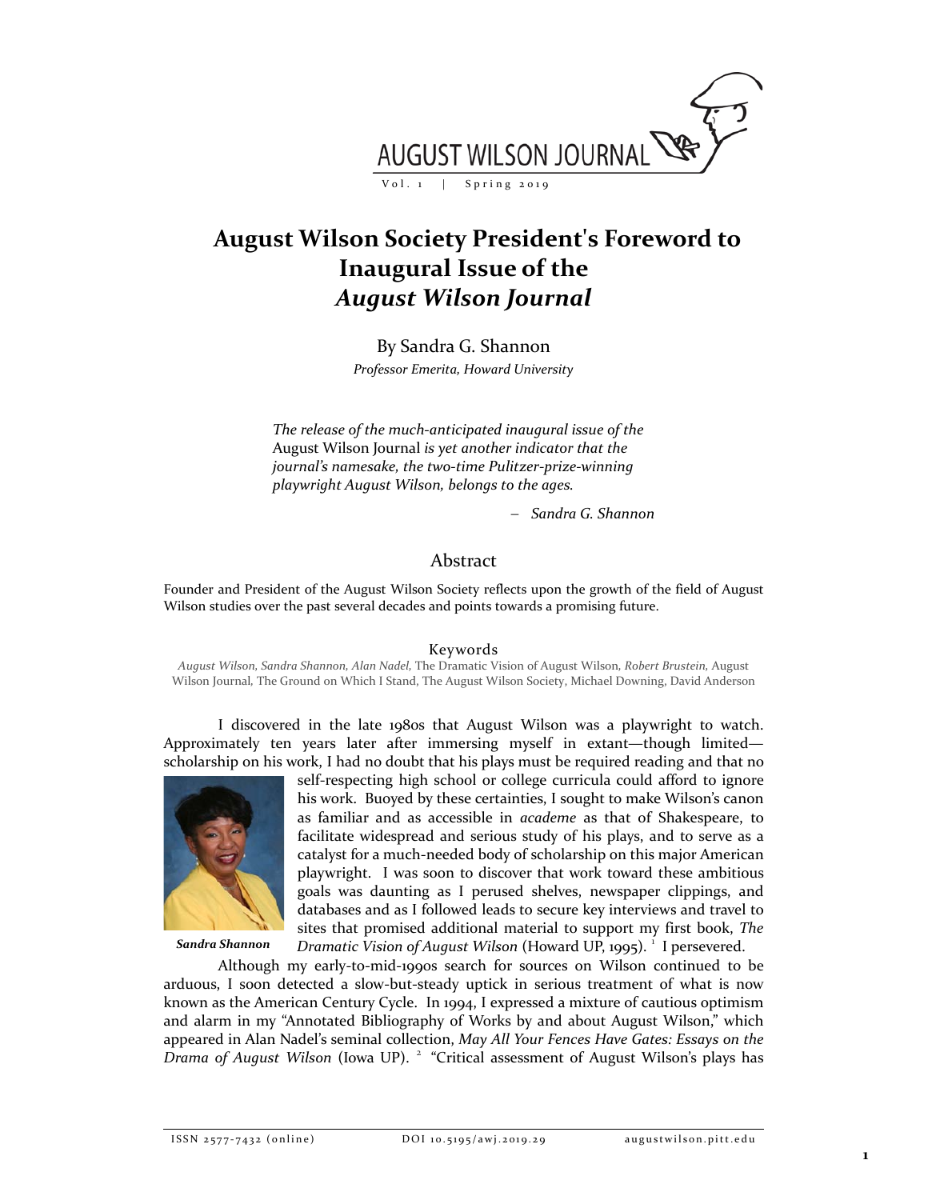# August Wilson Society President's Foreword to Inaugural Issue of the *August Wilson Journal*

By Sandra G. Shannon

*Professor Emerita, Howard University*

> *The release of the much-anticipated inaugural issue of the* August Wilson Journal *is yet another indicator that the journal's namesake, the two-time Pulitzer-prize-winning playwright August Wilson, belongs to the ages.*
>
> – *Sandra G. Shannon*

## Abstract

Founder and President of the August Wilson Society reflects upon the growth of the field of August Wilson studies over the past several decades and points towards a promising future.

### Keywords

*August Wilson, Sandra Shannon, Alan Nadel,* The Dramatic Vision of August Wilson, *Robert Brustein,* August Wilson Journal, The Ground on Which I Stand, The August Wilson Society, Michael Downing, David Anderson

I discovered in the late 1980s that August Wilson was a playwright to watch. Approximately ten years later after immersing myself in extant—though limited—scholarship on his work, I had no doubt that his plays must be required reading and that no self-respecting high school or college curricula could afford to ignore his work. Buoyed by these certainties, I sought to make Wilson's canon as familiar and as accessible in *academe* as that of Shakespeare, to facilitate widespread and serious study of his plays, and to serve as a catalyst for a much-needed body of scholarship on this major American playwright. I was soon to discover that work toward these ambitious goals was daunting as I perused shelves, newspaper clippings, and databases and as I followed leads to secure key interviews and travel to sites that promised additional material to support my first book, *The Dramatic Vision of August Wilson* (Howard UP, 1995).[1] I persevered.

***Sandra Shannon***

Although my early-to-mid-1990s search for sources on Wilson continued to be arduous, I soon detected a slow-but-steady uptick in serious treatment of what is now known as the American Century Cycle. In 1994, I expressed a mixture of cautious optimism and alarm in my "Annotated Bibliography of Works by and about August Wilson," which appeared in Alan Nadel's seminal collection, *May All Your Fences Have Gates: Essays on the Drama of August Wilson* (Iowa UP).[2] "Critical assessment of August Wilson's plays has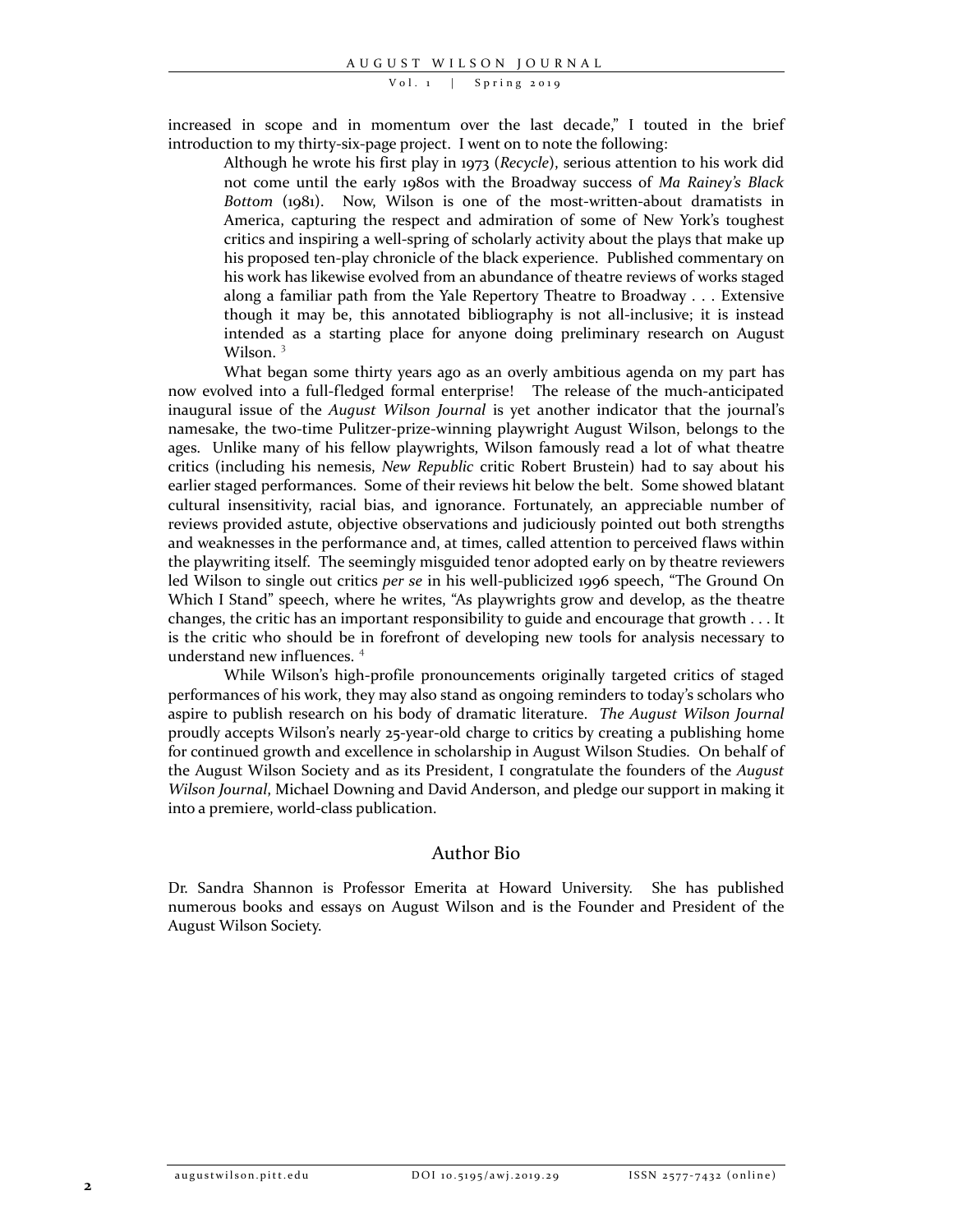increased in scope and in momentum over the last decade," I touted in the brief introduction to my thirty-six-page project. I went on to note the following:

> Although he wrote his first play in 1973 (*Recycle*), serious attention to his work did not come until the early 1980s with the Broadway success of *Ma Rainey's Black Bottom* (1981). Now, Wilson is one of the most-written-about dramatists in America, capturing the respect and admiration of some of New York's toughest critics and inspiring a well-spring of scholarly activity about the plays that make up his proposed ten-play chronicle of the black experience. Published commentary on his work has likewise evolved from an abundance of theatre reviews of works staged along a familiar path from the Yale Repertory Theatre to Broadway . . . Extensive though it may be, this annotated bibliography is not all-inclusive; it is instead intended as a starting place for anyone doing preliminary research on August Wilson. [3]

What began some thirty years ago as an overly ambitious agenda on my part has now evolved into a full-fledged formal enterprise! The release of the much-anticipated inaugural issue of the *August Wilson Journal* is yet another indicator that the journal's namesake, the two-time Pulitzer-prize-winning playwright August Wilson, belongs to the ages. Unlike many of his fellow playwrights, Wilson famously read a lot of what theatre critics (including his nemesis, *New Republic* critic Robert Brustein) had to say about his earlier staged performances. Some of their reviews hit below the belt. Some showed blatant cultural insensitivity, racial bias, and ignorance. Fortunately, an appreciable number of reviews provided astute, objective observations and judiciously pointed out both strengths and weaknesses in the performance and, at times, called attention to perceived flaws within the playwriting itself. The seemingly misguided tenor adopted early on by theatre reviewers led Wilson to single out critics *per se* in his well-publicized 1996 speech, "The Ground On Which I Stand" speech, where he writes, "As playwrights grow and develop, as the theatre changes, the critic has an important responsibility to guide and encourage that growth . . . It is the critic who should be in forefront of developing new tools for analysis necessary to understand new influences. [4]

While Wilson's high-profile pronouncements originally targeted critics of staged performances of his work, they may also stand as ongoing reminders to today's scholars who aspire to publish research on his body of dramatic literature. *The August Wilson Journal* proudly accepts Wilson's nearly 25-year-old charge to critics by creating a publishing home for continued growth and excellence in scholarship in August Wilson Studies. On behalf of the August Wilson Society and as its President, I congratulate the founders of the *August Wilson Journal*, Michael Downing and David Anderson, and pledge our support in making it into a premiere, world-class publication.

## Author Bio

Dr. Sandra Shannon is Professor Emerita at Howard University. She has published numerous books and essays on August Wilson and is the Founder and President of the August Wilson Society.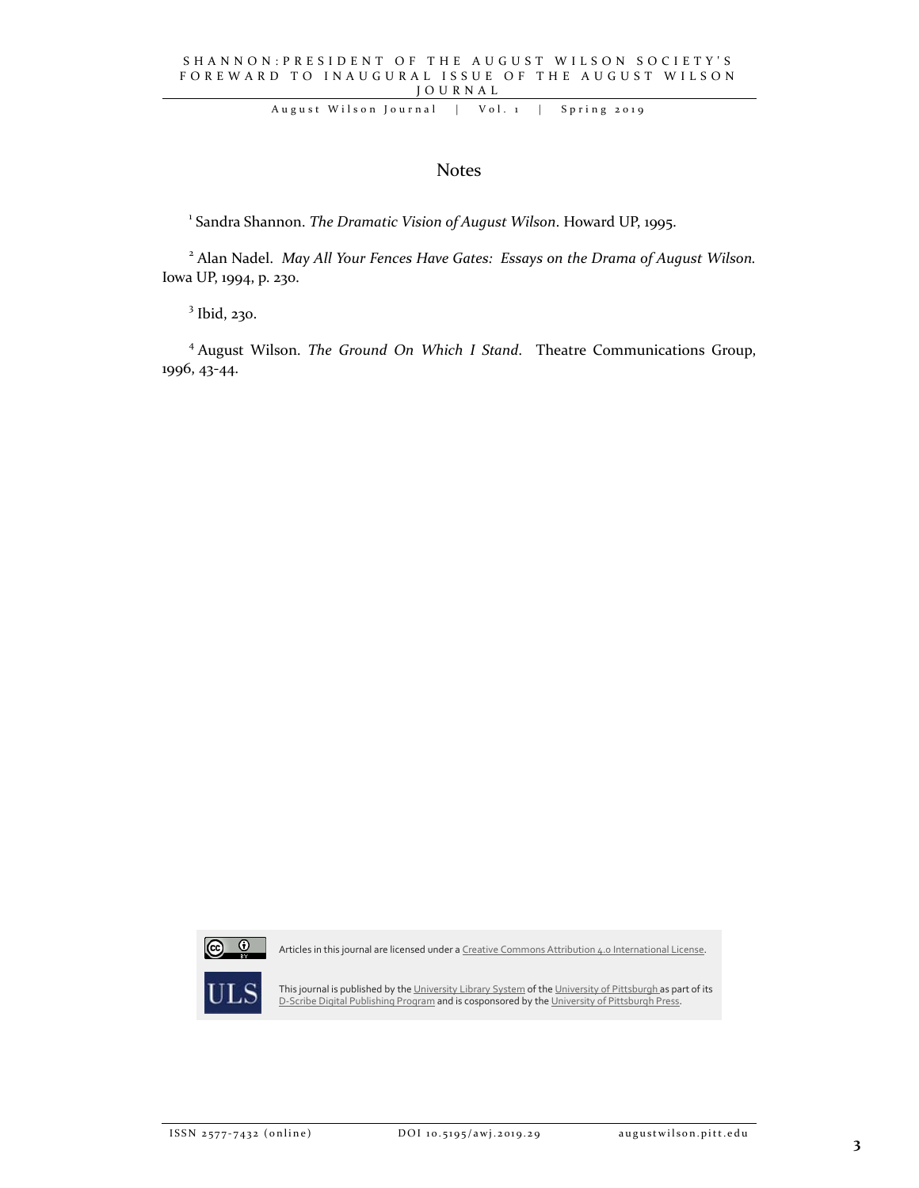## Notes

[1] Sandra Shannon. *The Dramatic Vision of August Wilson*. Howard UP, 1995.

[2] Alan Nadel. *May All Your Fences Have Gates: Essays on the Drama of August Wilson.* Iowa UP, 1994, p. 230.

[3] Ibid, 230.

[4] August Wilson. *The Ground On Which I Stand*. Theatre Communications Group, 1996, 43-44.

Articles in this journal are licensed under a Creative Commons Attribution 4.0 International License.

This journal is published by the University Library System of the University of Pittsburgh as part of its D-Scribe Digital Publishing Program and is cosponsored by the University of Pittsburgh Press.